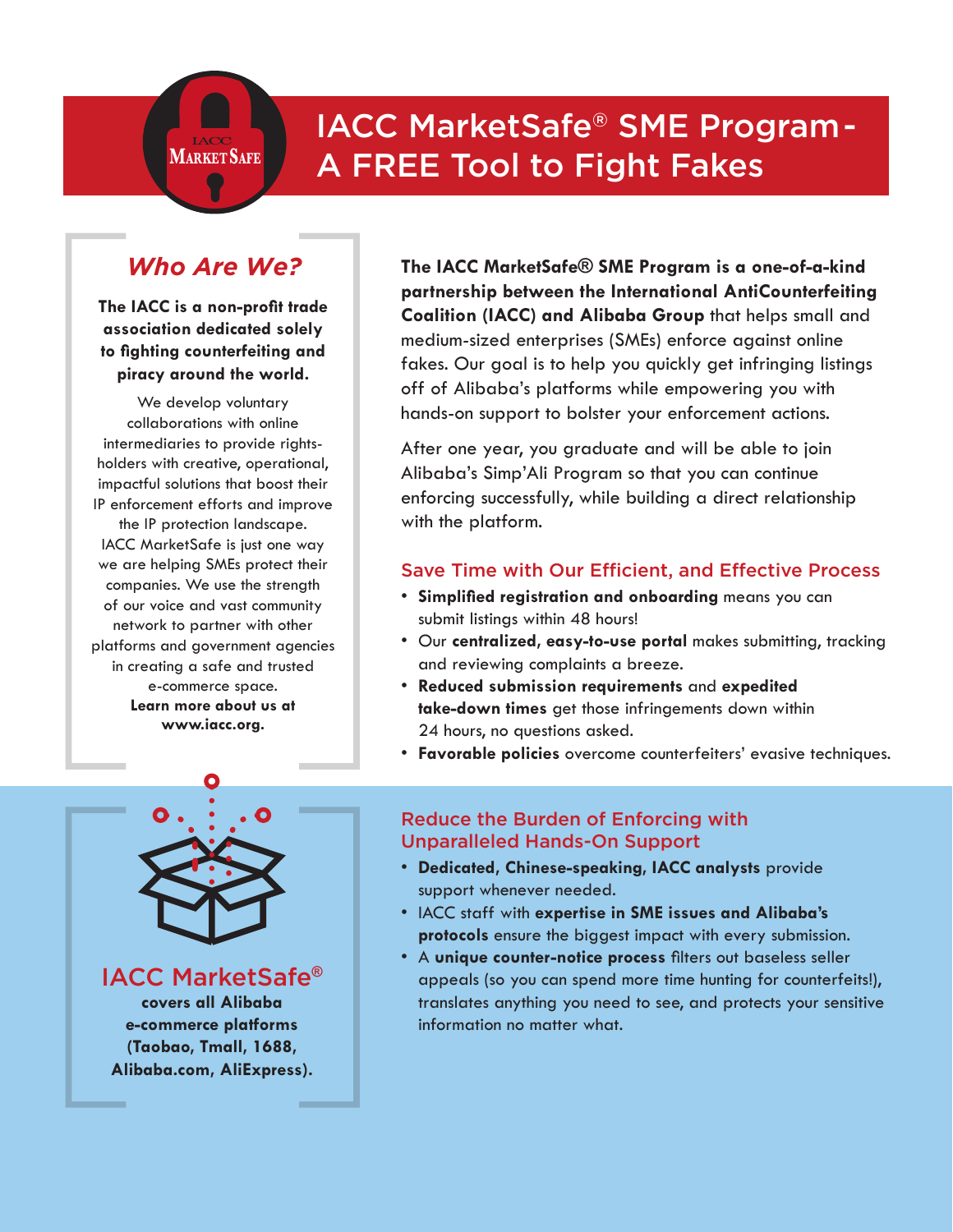# IACC MarketSafe® SME Program - A FREE Tool to Fight Fakes

## *Who Are We?*

**The IACC is a non-profit trade association dedicated solely to fighting counterfeiting and piracy around the world.**

We develop voluntary collaborations with online intermediaries to provide rights-holders with creative, operational, impactful solutions that boost their IP enforcement efforts and improve the IP protection landscape. IACC MarketSafe is just one way we are helping SMEs protect their companies. We use the strength of our voice and vast community network to partner with other platforms and government agencies in creating a safe and trusted e-commerce space.

**Learn more about us at www.iacc.org.**

**The IACC MarketSafe® SME Program is a one-of-a-kind partnership between the International AntiCounterfeiting Coalition (IACC) and Alibaba Group** that helps small and medium-sized enterprises (SMEs) enforce against online fakes. Our goal is to help you quickly get infringing listings off of Alibaba's platforms while empowering you with hands-on support to bolster your enforcement actions.

After one year, you graduate and will be able to join Alibaba's Simp'Ali Program so that you can continue enforcing successfully, while building a direct relationship with the platform.

## Save Time with Our Efficient, and Effective Process

- **Simplified registration and onboarding** means you can submit listings within 48 hours!
- Our **centralized, easy-to-use portal** makes submitting, tracking and reviewing complaints a breeze.
- **Reduced submission requirements** and **expedited take-down times** get those infringements down within 24 hours, no questions asked.
- **Favorable policies** overcome counterfeiters' evasive techniques.

## IACC MarketSafe®

**covers all Alibaba e-commerce platforms (Taobao, Tmall, 1688, Alibaba.com, AliExpress).**

## Reduce the Burden of Enforcing with Unparalleled Hands-On Support

- **Dedicated, Chinese-speaking, IACC analysts** provide support whenever needed.
- IACC staff with **expertise in SME issues and Alibaba's protocols** ensure the biggest impact with every submission.
- A **unique counter-notice process** filters out baseless seller appeals (so you can spend more time hunting for counterfeits!), translates anything you need to see, and protects your sensitive information no matter what.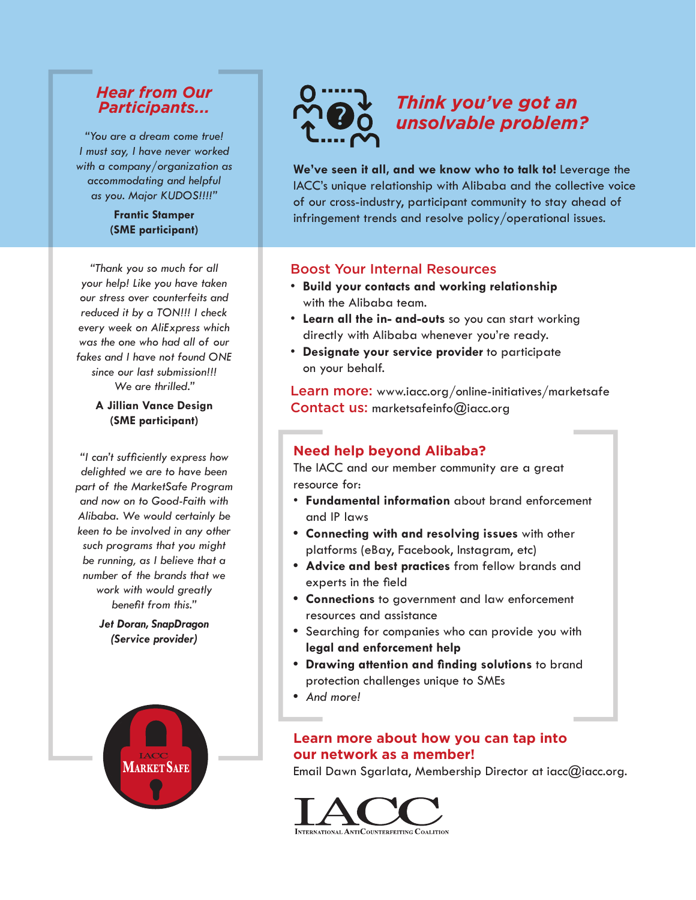## Hear from Our Participants...

*"You are a dream come true! I must say, I have never worked with a company/organization as accommodating and helpful as you. Major KUDOS!!!!"*

**Frantic Stamper**
**(SME participant)**

*"Thank you so much for all your help! Like you have taken our stress over counterfeits and reduced it by a TON!!! I check every week on AliExpress which was the one who had all of our fakes and I have not found ONE since our last submission!!! We are thrilled."*

**A Jillian Vance Design**
**(SME participant)**

*"I can't sufficiently express how delighted we are to have been part of the MarketSafe Program and now on to Good-Faith with Alibaba. We would certainly be keen to be involved in any other such programs that you might be running, as I believe that a number of the brands that we work with would greatly benefit from this."*

***Jet Doran, SnapDragon***
***(Service provider)***

IACC MARKET SAFE

## *Think you've got an unsolvable problem?*

**We've seen it all, and we know who to talk to!** Leverage the IACC's unique relationship with Alibaba and the collective voice of our cross-industry, participant community to stay ahead of infringement trends and resolve policy/operational issues.

### Boost Your Internal Resources

- **Build your contacts and working relationship** with the Alibaba team.
- **Learn all the in- and-outs** so you can start working directly with Alibaba whenever you're ready.
- **Designate your service provider** to participate on your behalf.

Learn more: www.iacc.org/online-initiatives/marketsafe
Contact us: marketsafeinfo@iacc.org

### Need help beyond Alibaba?

The IACC and our member community are a great resource for:

- **Fundamental information** about brand enforcement and IP laws
- **Connecting with and resolving issues** with other platforms (eBay, Facebook, Instagram, etc)
- **Advice and best practices** from fellow brands and experts in the field
- **Connections** to government and law enforcement resources and assistance
- Searching for companies who can provide you with **legal and enforcement help**
- **Drawing attention and finding solutions** to brand protection challenges unique to SMEs
- *And more!*

### Learn more about how you can tap into our network as a member!

Email Dawn Sgarlata, Membership Director at iacc@iacc.org.

IACC
INTERNATIONAL ANTICOUNTERFEITING COALITION